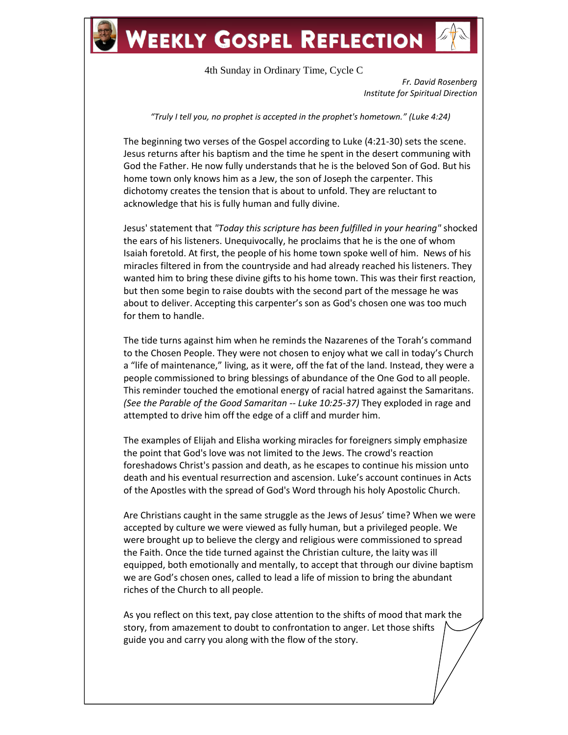# Weekly Gospel Reflection

4th Sunday in Ordinary Time, Cycle C

*Fr. David Rosenberg*
*Institute for Spiritual Direction*

*"Truly I tell you, no prophet is accepted in the prophet's hometown." (Luke 4:24)*

The beginning two verses of the Gospel according to Luke (4:21-30) sets the scene. Jesus returns after his baptism and the time he spent in the desert communing with God the Father. He now fully understands that he is the beloved Son of God. But his home town only knows him as a Jew, the son of Joseph the carpenter. This dichotomy creates the tension that is about to unfold. They are reluctant to acknowledge that his is fully human and fully divine.

Jesus' statement that *"Today this scripture has been fulfilled in your hearing"* shocked the ears of his listeners. Unequivocally, he proclaims that he is the one of whom Isaiah foretold. At first, the people of his home town spoke well of him. News of his miracles filtered in from the countryside and had already reached his listeners. They wanted him to bring these divine gifts to his home town. This was their first reaction, but then some begin to raise doubts with the second part of the message he was about to deliver. Accepting this carpenter's son as God's chosen one was too much for them to handle.

The tide turns against him when he reminds the Nazarenes of the Torah's command to the Chosen People. They were not chosen to enjoy what we call in today's Church a "life of maintenance," living, as it were, off the fat of the land. Instead, they were a people commissioned to bring blessings of abundance of the One God to all people. This reminder touched the emotional energy of racial hatred against the Samaritans. *(See the Parable of the Good Samaritan -- Luke 10:25-37)* They exploded in rage and attempted to drive him off the edge of a cliff and murder him.

The examples of Elijah and Elisha working miracles for foreigners simply emphasize the point that God's love was not limited to the Jews. The crowd's reaction foreshadows Christ's passion and death, as he escapes to continue his mission unto death and his eventual resurrection and ascension. Luke's account continues in Acts of the Apostles with the spread of God's Word through his holy Apostolic Church.

Are Christians caught in the same struggle as the Jews of Jesus' time? When we were accepted by culture we were viewed as fully human, but a privileged people. We were brought up to believe the clergy and religious were commissioned to spread the Faith. Once the tide turned against the Christian culture, the laity was ill equipped, both emotionally and mentally, to accept that through our divine baptism we are God's chosen ones, called to lead a life of mission to bring the abundant riches of the Church to all people.

As you reflect on this text, pay close attention to the shifts of mood that mark the story, from amazement to doubt to confrontation to anger. Let those shifts guide you and carry you along with the flow of the story.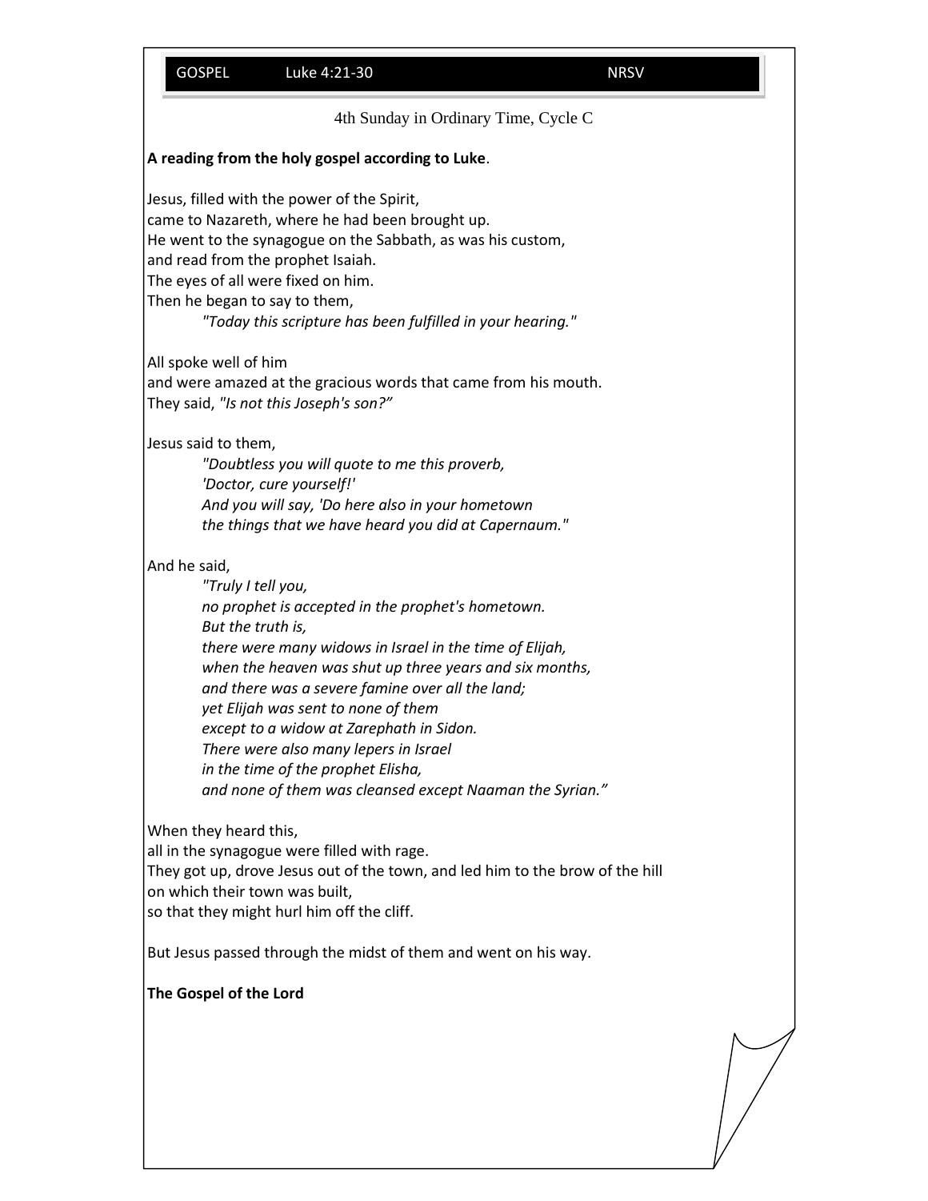GOSPEL Luke 4:21-30 NRSV

4th Sunday in Ordinary Time, Cycle C

**A reading from the holy gospel according to Luke**.

Jesus, filled with the power of the Spirit,
came to Nazareth, where he had been brought up.
He went to the synagogue on the Sabbath, as was his custom,
and read from the prophet Isaiah.
The eyes of all were fixed on him.
Then he began to say to them,
*"Today this scripture has been fulfilled in your hearing."*

All spoke well of him
and were amazed at the gracious words that came from his mouth.
They said, *"Is not this Joseph's son?"*

Jesus said to them,
*"Doubtless you will quote to me this proverb,*
*'Doctor, cure yourself!'*
*And you will say, 'Do here also in your hometown*
*the things that we have heard you did at Capernaum."*

And he said,
*"Truly I tell you,*
*no prophet is accepted in the prophet's hometown.*
*But the truth is,*
*there were many widows in Israel in the time of Elijah,*
*when the heaven was shut up three years and six months,*
*and there was a severe famine over all the land;*
*yet Elijah was sent to none of them*
*except to a widow at Zarephath in Sidon.*
*There were also many lepers in Israel*
*in the time of the prophet Elisha,*
*and none of them was cleansed except Naaman the Syrian."*

When they heard this,
all in the synagogue were filled with rage.
They got up, drove Jesus out of the town, and led him to the brow of the hill
on which their town was built,
so that they might hurl him off the cliff.

But Jesus passed through the midst of them and went on his way.

**The Gospel of the Lord**